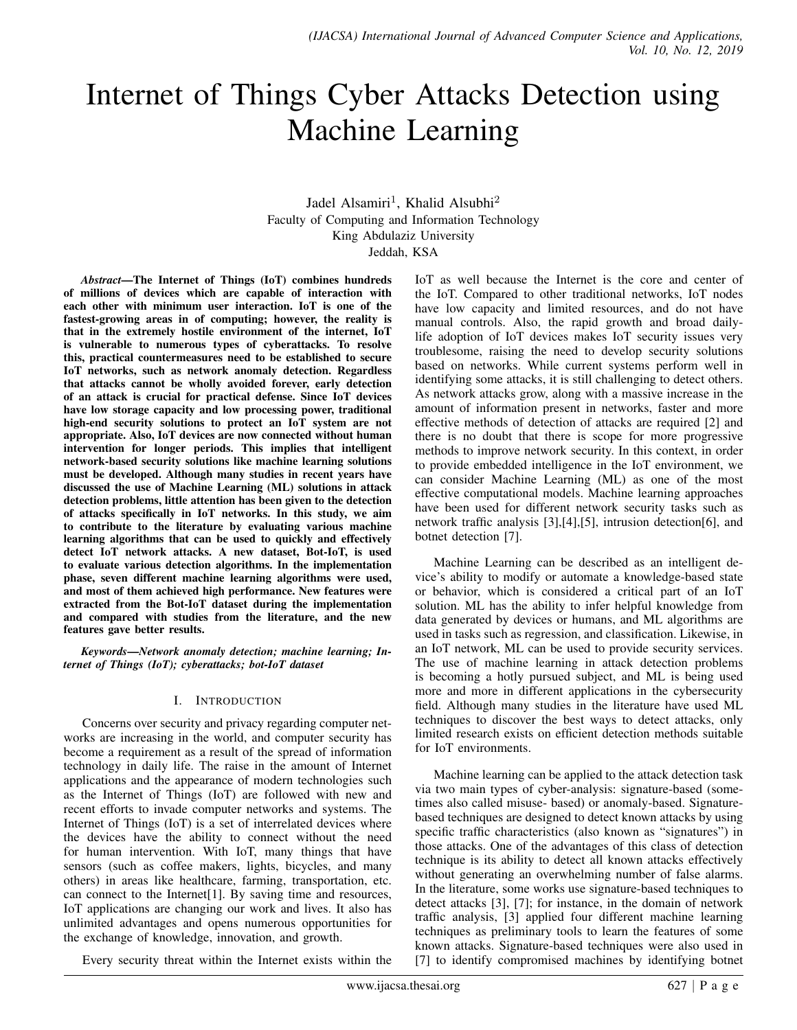# Internet of Things Cyber Attacks Detection using Machine Learning

Jadel Alsamiri[1], Khalid Alsubhi[2]
Faculty of Computing and Information Technology
King Abdulaziz University
Jeddah, KSA

***Abstract*—The Internet of Things (IoT) combines hundreds of millions of devices which are capable of interaction with each other with minimum user interaction. IoT is one of the fastest-growing areas in of computing; however, the reality is that in the extremely hostile environment of the internet, IoT is vulnerable to numerous types of cyberattacks. To resolve this, practical countermeasures need to be established to secure IoT networks, such as network anomaly detection. Regardless that attacks cannot be wholly avoided forever, early detection of an attack is crucial for practical defense. Since IoT devices have low storage capacity and low processing power, traditional high-end security solutions to protect an IoT system are not appropriate. Also, IoT devices are now connected without human intervention for longer periods. This implies that intelligent network-based security solutions like machine learning solutions must be developed. Although many studies in recent years have discussed the use of Machine Learning (ML) solutions in attack detection problems, little attention has been given to the detection of attacks specifically in IoT networks. In this study, we aim to contribute to the literature by evaluating various machine learning algorithms that can be used to quickly and effectively detect IoT network attacks. A new dataset, Bot-IoT, is used to evaluate various detection algorithms. In the implementation phase, seven different machine learning algorithms were used, and most of them achieved high performance. New features were extracted from the Bot-IoT dataset during the implementation and compared with studies from the literature, and the new features gave better results.**

***Keywords*—*Network anomaly detection; machine learning; Internet of Things (IoT); cyberattacks; bot-IoT dataset***

## I. Introduction

Concerns over security and privacy regarding computer networks are increasing in the world, and computer security has become a requirement as a result of the spread of information technology in daily life. The raise in the amount of Internet applications and the appearance of modern technologies such as the Internet of Things (IoT) are followed with new and recent efforts to invade computer networks and systems. The Internet of Things (IoT) is a set of interrelated devices where the devices have the ability to connect without the need for human intervention. With IoT, many things that have sensors (such as coffee makers, lights, bicycles, and many others) in areas like healthcare, farming, transportation, etc. can connect to the Internet[1]. By saving time and resources, IoT applications are changing our work and lives. It also has unlimited advantages and opens numerous opportunities for the exchange of knowledge, innovation, and growth.

Every security threat within the Internet exists within the IoT as well because the Internet is the core and center of the IoT. Compared to other traditional networks, IoT nodes have low capacity and limited resources, and do not have manual controls. Also, the rapid growth and broad daily-life adoption of IoT devices makes IoT security issues very troublesome, raising the need to develop security solutions based on networks. While current systems perform well in identifying some attacks, it is still challenging to detect others. As network attacks grow, along with a massive increase in the amount of information present in networks, faster and more effective methods of detection of attacks are required [2] and there is no doubt that there is scope for more progressive methods to improve network security. In this context, in order to provide embedded intelligence in the IoT environment, we can consider Machine Learning (ML) as one of the most effective computational models. Machine learning approaches have been used for different network security tasks such as network traffic analysis [3],[4],[5], intrusion detection[6], and botnet detection [7].

Machine Learning can be described as an intelligent device's ability to modify or automate a knowledge-based state or behavior, which is considered a critical part of an IoT solution. ML has the ability to infer helpful knowledge from data generated by devices or humans, and ML algorithms are used in tasks such as regression, and classification. Likewise, in an IoT network, ML can be used to provide security services. The use of machine learning in attack detection problems is becoming a hotly pursued subject, and ML is being used more and more in different applications in the cybersecurity field. Although many studies in the literature have used ML techniques to discover the best ways to detect attacks, only limited research exists on efficient detection methods suitable for IoT environments.

Machine learning can be applied to the attack detection task via two main types of cyber-analysis: signature-based (sometimes also called misuse- based) or anomaly-based. Signature-based techniques are designed to detect known attacks by using specific traffic characteristics (also known as "signatures") in those attacks. One of the advantages of this class of detection technique is its ability to detect all known attacks effectively without generating an overwhelming number of false alarms. In the literature, some works use signature-based techniques to detect attacks [3], [7]; for instance, in the domain of network traffic analysis, [3] applied four different machine learning techniques as preliminary tools to learn the features of some known attacks. Signature-based techniques were also used in [7] to identify compromised machines by identifying botnet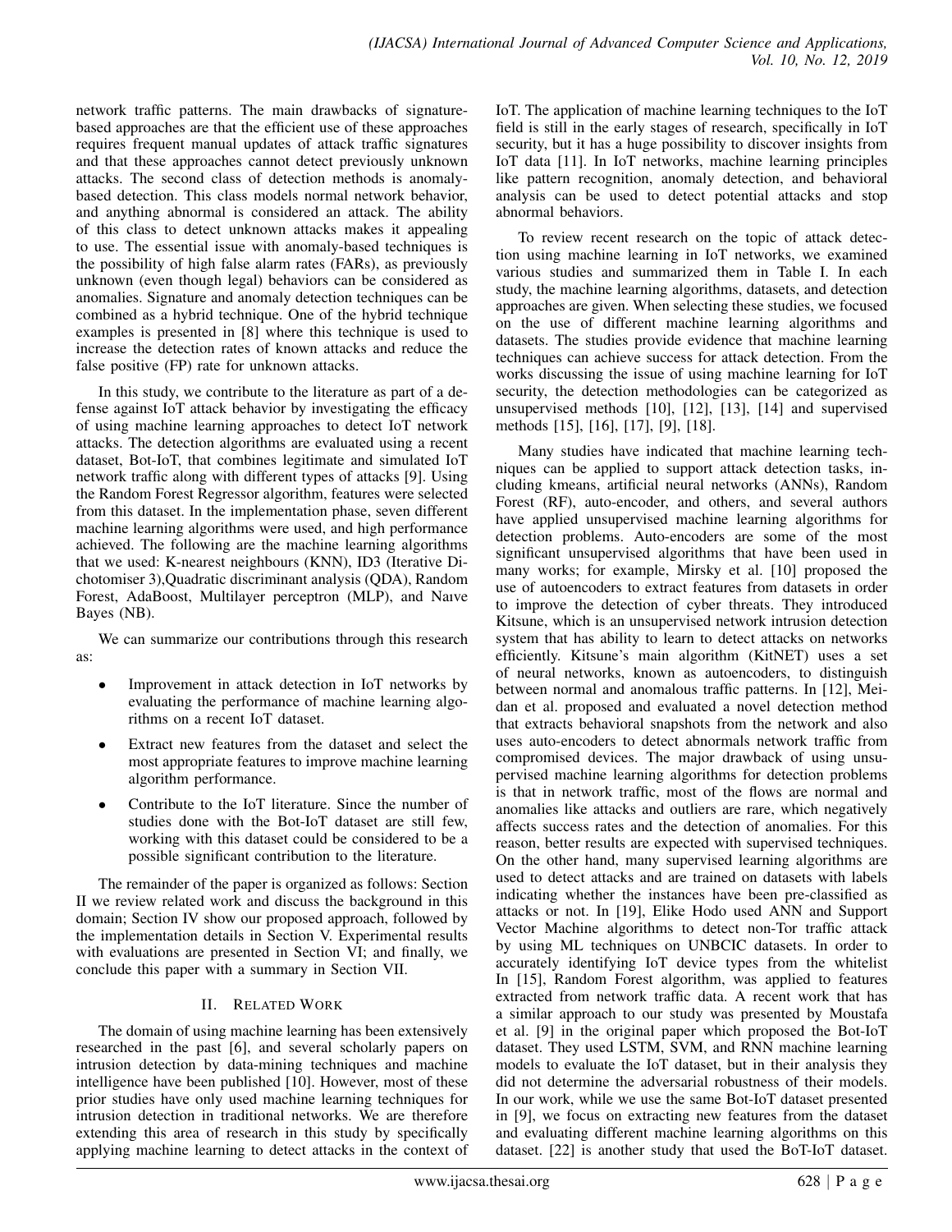network traffic patterns. The main drawbacks of signature-based approaches are that the efficient use of these approaches requires frequent manual updates of attack traffic signatures and that these approaches cannot detect previously unknown attacks. The second class of detection methods is anomaly-based detection. This class models normal network behavior, and anything abnormal is considered an attack. The ability of this class to detect unknown attacks makes it appealing to use. The essential issue with anomaly-based techniques is the possibility of high false alarm rates (FARs), as previously unknown (even though legal) behaviors can be considered as anomalies. Signature and anomaly detection techniques can be combined as a hybrid technique. One of the hybrid technique examples is presented in [8] where this technique is used to increase the detection rates of known attacks and reduce the false positive (FP) rate for unknown attacks.

In this study, we contribute to the literature as part of a defense against IoT attack behavior by investigating the efficacy of using machine learning approaches to detect IoT network attacks. The detection algorithms are evaluated using a recent dataset, Bot-IoT, that combines legitimate and simulated IoT network traffic along with different types of attacks [9]. Using the Random Forest Regressor algorithm, features were selected from this dataset. In the implementation phase, seven different machine learning algorithms were used, and high performance achieved. The following are the machine learning algorithms that we used: K-nearest neighbours (KNN), ID3 (Iterative Dichotomiser 3),Quadratic discriminant analysis (QDA), Random Forest, AdaBoost, Multilayer perceptron (MLP), and Naıve Bayes (NB).

We can summarize our contributions through this research as:

- Improvement in attack detection in IoT networks by evaluating the performance of machine learning algorithms on a recent IoT dataset.
- Extract new features from the dataset and select the most appropriate features to improve machine learning algorithm performance.
- Contribute to the IoT literature. Since the number of studies done with the Bot-IoT dataset are still few, working with this dataset could be considered to be a possible significant contribution to the literature.

The remainder of the paper is organized as follows: Section II we review related work and discuss the background in this domain; Section IV show our proposed approach, followed by the implementation details in Section V. Experimental results with evaluations are presented in Section VI; and finally, we conclude this paper with a summary in Section VII.

## II. Related Work

The domain of using machine learning has been extensively researched in the past [6], and several scholarly papers on intrusion detection by data-mining techniques and machine intelligence have been published [10]. However, most of these prior studies have only used machine learning techniques for intrusion detection in traditional networks. We are therefore extending this area of research in this study by specifically applying machine learning to detect attacks in the context of IoT. The application of machine learning techniques to the IoT field is still in the early stages of research, specifically in IoT security, but it has a huge possibility to discover insights from IoT data [11]. In IoT networks, machine learning principles like pattern recognition, anomaly detection, and behavioral analysis can be used to detect potential attacks and stop abnormal behaviors.

To review recent research on the topic of attack detection using machine learning in IoT networks, we examined various studies and summarized them in Table I. In each study, the machine learning algorithms, datasets, and detection approaches are given. When selecting these studies, we focused on the use of different machine learning algorithms and datasets. The studies provide evidence that machine learning techniques can achieve success for attack detection. From the works discussing the issue of using machine learning for IoT security, the detection methodologies can be categorized as unsupervised methods [10], [12], [13], [14] and supervised methods [15], [16], [17], [9], [18].

Many studies have indicated that machine learning techniques can be applied to support attack detection tasks, including kmeans, artificial neural networks (ANNs), Random Forest (RF), auto-encoder, and others, and several authors have applied unsupervised machine learning algorithms for detection problems. Auto-encoders are some of the most significant unsupervised algorithms that have been used in many works; for example, Mirsky et al. [10] proposed the use of autoencoders to extract features from datasets in order to improve the detection of cyber threats. They introduced Kitsune, which is an unsupervised network intrusion detection system that has ability to learn to detect attacks on networks efficiently. Kitsune's main algorithm (KitNET) uses a set of neural networks, known as autoencoders, to distinguish between normal and anomalous traffic patterns. In [12], Meidan et al. proposed and evaluated a novel detection method that extracts behavioral snapshots from the network and also uses auto-encoders to detect abnormals network traffic from compromised devices. The major drawback of using unsupervised machine learning algorithms for detection problems is that in network traffic, most of the flows are normal and anomalies like attacks and outliers are rare, which negatively affects success rates and the detection of anomalies. For this reason, better results are expected with supervised techniques. On the other hand, many supervised learning algorithms are used to detect attacks and are trained on datasets with labels indicating whether the instances have been pre-classified as attacks or not. In [19], Elike Hodo used ANN and Support Vector Machine algorithms to detect non-Tor traffic attack by using ML techniques on UNBCIC datasets. In order to accurately identifying IoT device types from the whitelist In [15], Random Forest algorithm, was applied to features extracted from network traffic data. A recent work that has a similar approach to our study was presented by Moustafa et al. [9] in the original paper which proposed the Bot-IoT dataset. They used LSTM, SVM, and RNN machine learning models to evaluate the IoT dataset, but in their analysis they did not determine the adversarial robustness of their models. In our work, while we use the same Bot-IoT dataset presented in [9], we focus on extracting new features from the dataset and evaluating different machine learning algorithms on this dataset. [22] is another study that used the BoT-IoT dataset.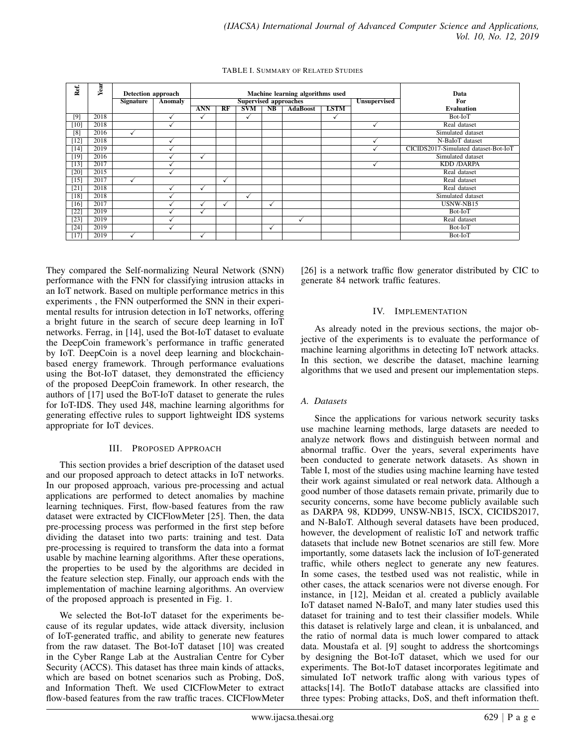TABLE I. SUMMARY OF RELATED STUDIES

| Ref. | Year | Detection approach | | Machine learning algorithms used | | | | | | | Data For Evaluation |
|---|---|---|---|---|---|---|---|---|---|---|---|
| | | Signature | Anomaly | Supervised approaches | | | | | | Unsupervised | |
| | | | | ANN | RF | SVM | NB | AdaBoost | LSTM | | |
| [9] | 2018 | | ✓ | ✓ | | ✓ | | | ✓ | | Bot-IoT |
| [10] | 2018 | | ✓ | | | | | | | ✓ | Real dataset |
| [8] | 2016 | ✓ | | | | | | | | | Simulated dataset |
| [12] | 2018 | | ✓ | | | | | | | ✓ | N-BaIoT dataset |
| [14] | 2019 | | ✓ | | | | | | | ✓ | CICIDS2017-Simulated dataset-Bot-IoT |
| [19] | 2016 | | ✓ | ✓ | | | | | | | Simulated dataset |
| [13] | 2017 | | ✓ | | | | | | | ✓ | KDD /DARPA |
| [20] | 2015 | | ✓ | | | | | | | | Real dataset |
| [15] | 2017 | ✓ | | | ✓ | | | | | | Real dataset |
| [21] | 2018 | | ✓ | ✓ | | | | | | | Real dataset |
| [18] | 2018 | | ✓ | | | ✓ | | | | | Simulated dataset |
| [16] | 2017 | | ✓ | ✓ | ✓ | | ✓ | | | | USNW-NB15 |
| [22] | 2019 | | ✓ | ✓ | | | | | | | Bot-IoT |
| [23] | 2019 | | ✓ | | | | | ✓ | | | Real dataset |
| [24] | 2019 | | ✓ | | | | ✓ | | | | Bot-IoT |
| [17] | 2019 | ✓ | | ✓ | | | | | | | Bot-IoT |

They compared the Self-normalizing Neural Network (SNN) performance with the FNN for classifying intrusion attacks in an IoT network. Based on multiple performance metrics in this experiments , the FNN outperformed the SNN in their experimental results for intrusion detection in IoT networks, offering a bright future in the search of secure deep learning in IoT networks. Ferrag, in [14], used the Bot-IoT dataset to evaluate the DeepCoin framework's performance in traffic generated by IoT. DeepCoin is a novel deep learning and blockchain-based energy framework. Through performance evaluations using the Bot-IoT dataset, they demonstrated the efficiency of the proposed DeepCoin framework. In other research, the authors of [17] used the BoT-IoT dataset to generate the rules for IoT-IDS. They used J48, machine learning algorithms for generating effective rules to support lightweight IDS systems appropriate for IoT devices.

## III. Proposed Approach

This section provides a brief description of the dataset used and our proposed approach to detect attacks in IoT networks. In our proposed approach, various pre-processing and actual applications are performed to detect anomalies by machine learning techniques. First, flow-based features from the raw dataset were extracted by CICFlowMeter [25]. Then, the data pre-processing process was performed in the first step before dividing the dataset into two parts: training and test. Data pre-processing is required to transform the data into a format usable by machine learning algorithms. After these operations, the properties to be used by the algorithms are decided in the feature selection step. Finally, our approach ends with the implementation of machine learning algorithms. An overview of the proposed approach is presented in Fig. 1.

We selected the Bot-IoT dataset for the experiments because of its regular updates, wide attack diversity, inclusion of IoT-generated traffic, and ability to generate new features from the raw dataset. The Bot-IoT dataset [10] was created in the Cyber Range Lab at the Australian Centre for Cyber Security (ACCS). This dataset has three main kinds of attacks, which are based on botnet scenarios such as Probing, DoS, and Information Theft. We used CICFlowMeter to extract flow-based features from the raw traffic traces. CICFlowMeter [26] is a network traffic flow generator distributed by CIC to generate 84 network traffic features.

## IV. Implementation

As already noted in the previous sections, the major objective of the experiments is to evaluate the performance of machine learning algorithms in detecting IoT network attacks. In this section, we describe the dataset, machine learning algorithms that we used and present our implementation steps.

### A. Datasets

Since the applications for various network security tasks use machine learning methods, large datasets are needed to analyze network flows and distinguish between normal and abnormal traffic. Over the years, several experiments have been conducted to generate network datasets. As shown in Table I, most of the studies using machine learning have tested their work against simulated or real network data. Although a good number of those datasets remain private, primarily due to security concerns, some have become publicly available such as DARPA 98, KDD99, UNSW-NB15, ISCX, CICIDS2017, and N-BaIoT. Although several datasets have been produced, however, the development of realistic IoT and network traffic datasets that include new Botnet scenarios are still few. More importantly, some datasets lack the inclusion of IoT-generated traffic, while others neglect to generate any new features. In some cases, the testbed used was not realistic, while in other cases, the attack scenarios were not diverse enough. For instance, in [12], Meidan et al. created a publicly available IoT dataset named N-BaIoT, and many later studies used this dataset for training and to test their classifier models. While this dataset is relatively large and clean, it is unbalanced, and the ratio of normal data is much lower compared to attack data. Moustafa et al. [9] sought to address the shortcomings by designing the Bot-IoT dataset, which we used for our experiments. The Bot-IoT dataset incorporates legitimate and simulated IoT network traffic along with various types of attacks[14]. The BotIoT database attacks are classified into three types: Probing attacks, DoS, and theft information theft.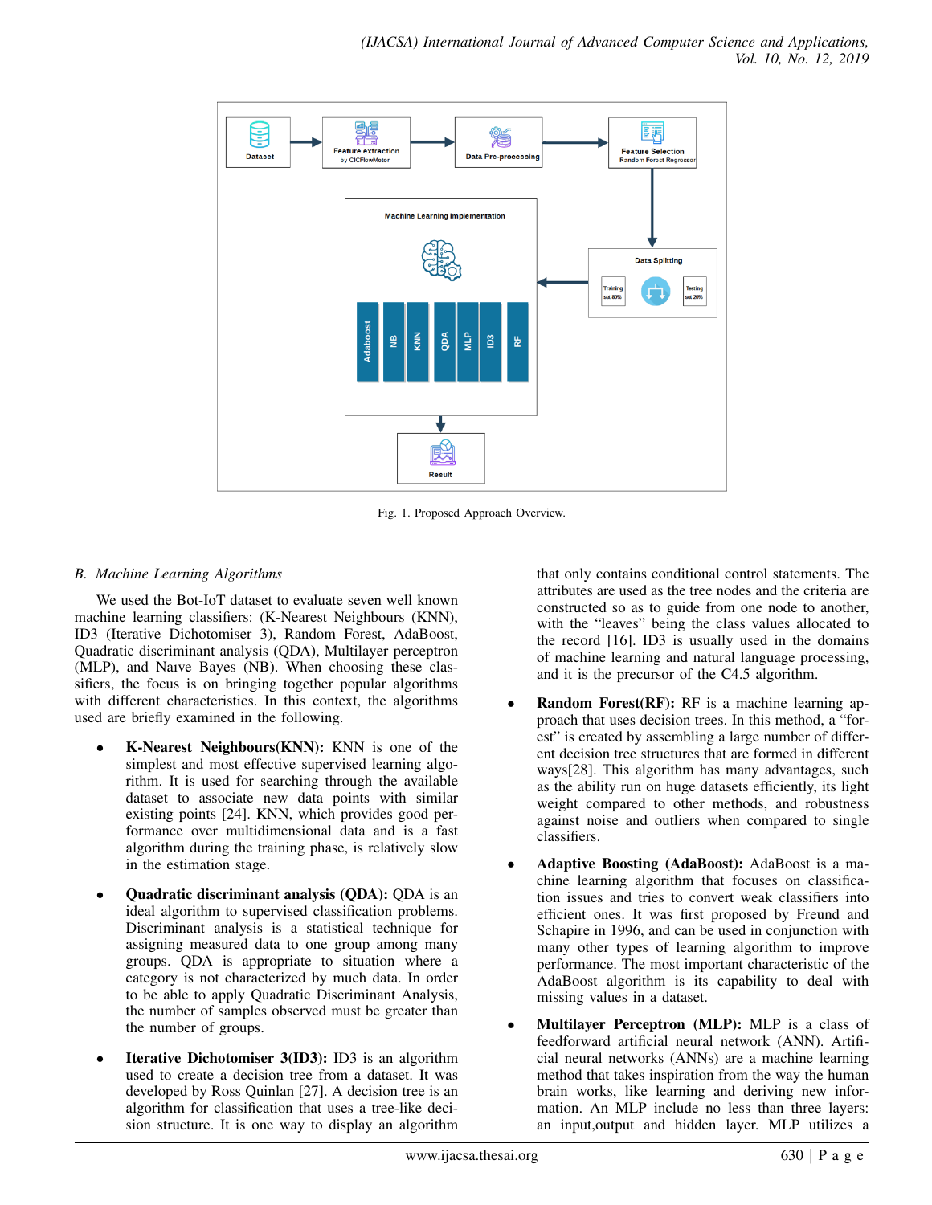Fig. 1. Proposed Approach Overview.

### *B. Machine Learning Algorithms*

We used the Bot-IoT dataset to evaluate seven well known machine learning classifiers: (K-Nearest Neighbours (KNN), ID3 (Iterative Dichotomiser 3), Random Forest, AdaBoost, Quadratic discriminant analysis (QDA), Multilayer perceptron (MLP), and Naıve Bayes (NB). When choosing these classifiers, the focus is on bringing together popular algorithms with different characteristics. In this context, the algorithms used are briefly examined in the following.

- **K-Nearest Neighbours(KNN):** KNN is one of the simplest and most effective supervised learning algorithm. It is used for searching through the available dataset to associate new data points with similar existing points [24]. KNN, which provides good performance over multidimensional data and is a fast algorithm during the training phase, is relatively slow in the estimation stage.

- **Quadratic discriminant analysis (QDA):** QDA is an ideal algorithm to supervised classification problems. Discriminant analysis is a statistical technique for assigning measured data to one group among many groups. QDA is appropriate to situation where a category is not characterized by much data. In order to be able to apply Quadratic Discriminant Analysis, the number of samples observed must be greater than the number of groups.

- **Iterative Dichotomiser 3(ID3):** ID3 is an algorithm used to create a decision tree from a dataset. It was developed by Ross Quinlan [27]. A decision tree is an algorithm for classification that uses a tree-like decision structure. It is one way to display an algorithm that only contains conditional control statements. The attributes are used as the tree nodes and the criteria are constructed so as to guide from one node to another, with the "leaves" being the class values allocated to the record [16]. ID3 is usually used in the domains of machine learning and natural language processing, and it is the precursor of the C4.5 algorithm.

- **Random Forest(RF):** RF is a machine learning approach that uses decision trees. In this method, a "forest" is created by assembling a large number of different decision tree structures that are formed in different ways[28]. This algorithm has many advantages, such as the ability run on huge datasets efficiently, its light weight compared to other methods, and robustness against noise and outliers when compared to single classifiers.

- **Adaptive Boosting (AdaBoost):** AdaBoost is a machine learning algorithm that focuses on classification issues and tries to convert weak classifiers into efficient ones. It was first proposed by Freund and Schapire in 1996, and can be used in conjunction with many other types of learning algorithm to improve performance. The most important characteristic of the AdaBoost algorithm is its capability to deal with missing values in a dataset.

- **Multilayer Perceptron (MLP):** MLP is a class of feedforward artificial neural network (ANN). Artificial neural networks (ANNs) are a machine learning method that takes inspiration from the way the human brain works, like learning and deriving new information. An MLP include no less than three layers: an input,output and hidden layer. MLP utilizes a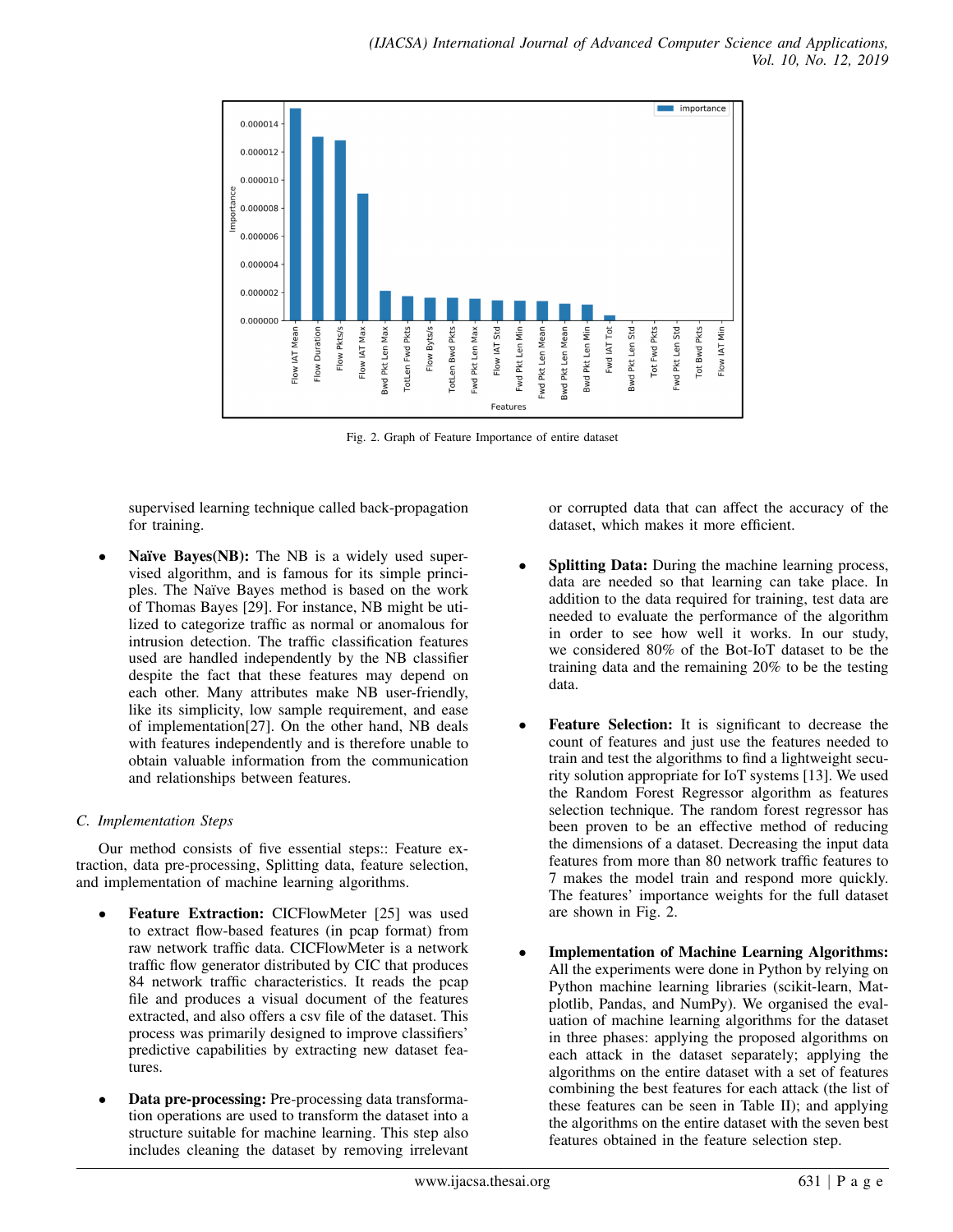Fig. 2. Graph of Feature Importance of entire dataset

supervised learning technique called back-propagation for training.

- **Naïve Bayes(NB):** The NB is a widely used supervised algorithm, and is famous for its simple principles. The Naïve Bayes method is based on the work of Thomas Bayes [29]. For instance, NB might be utilized to categorize traffic as normal or anomalous for intrusion detection. The traffic classification features used are handled independently by the NB classifier despite the fact that these features may depend on each other. Many attributes make NB user-friendly, like its simplicity, low sample requirement, and ease of implementation[27]. On the other hand, NB deals with features independently and is therefore unable to obtain valuable information from the communication and relationships between features.

### C. Implementation Steps

Our method consists of five essential steps:: Feature extraction, data pre-processing, Splitting data, feature selection, and implementation of machine learning algorithms.

- **Feature Extraction:** CICFlowMeter [25] was used to extract flow-based features (in pcap format) from raw network traffic data. CICFlowMeter is a network traffic flow generator distributed by CIC that produces 84 network traffic characteristics. It reads the pcap file and produces a visual document of the features extracted, and also offers a csv file of the dataset. This process was primarily designed to improve classifiers' predictive capabilities by extracting new dataset features.

- **Data pre-processing:** Pre-processing data transformation operations are used to transform the dataset into a structure suitable for machine learning. This step also includes cleaning the dataset by removing irrelevant or corrupted data that can affect the accuracy of the dataset, which makes it more efficient.

- **Splitting Data:** During the machine learning process, data are needed so that learning can take place. In addition to the data required for training, test data are needed to evaluate the performance of the algorithm in order to see how well it works. In our study, we considered 80% of the Bot-IoT dataset to be the training data and the remaining 20% to be the testing data.

- **Feature Selection:** It is significant to decrease the count of features and just use the features needed to train and test the algorithms to find a lightweight security solution appropriate for IoT systems [13]. We used the Random Forest Regressor algorithm as features selection technique. The random forest regressor has been proven to be an effective method of reducing the dimensions of a dataset. Decreasing the input data features from more than 80 network traffic features to 7 makes the model train and respond more quickly. The features' importance weights for the full dataset are shown in Fig. 2.

- **Implementation of Machine Learning Algorithms:** All the experiments were done in Python by relying on Python machine learning libraries (scikit-learn, Matplotlib, Pandas, and NumPy). We organised the evaluation of machine learning algorithms for the dataset in three phases: applying the proposed algorithms on each attack in the dataset separately; applying the algorithms on the entire dataset with a set of features combining the best features for each attack (the list of these features can be seen in Table II); and applying the algorithms on the entire dataset with the seven best features obtained in the feature selection step.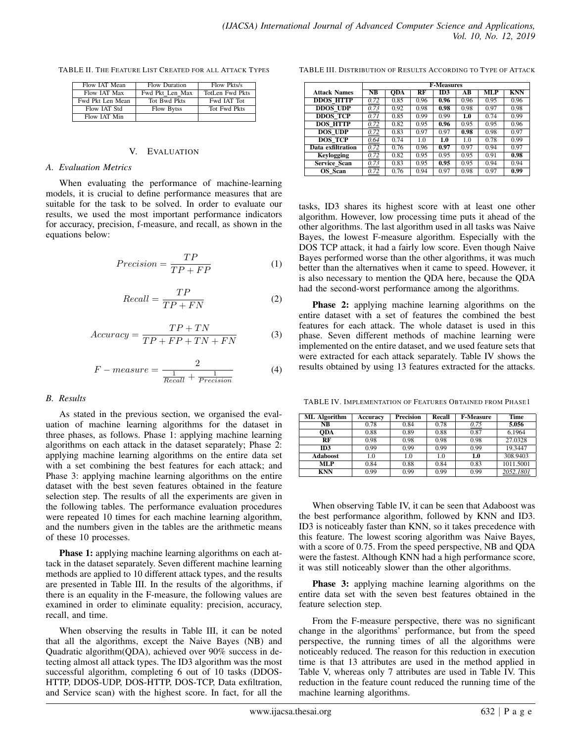TABLE II. THE FEATURE LIST CREATED FOR ALL ATTACK TYPES

| Flow IAT Mean | Flow Duration | Flow Pkts/s |
|---|---|---|
| Flow IAT Max | Fwd Pkt_Len_Max | TotLen Fwd Pkts |
| Fwd Pkt Len Mean | Tot Bwd Pkts | Fwd IAT Tot |
| Flow IAT Std | Flow Bytss | Tot Fwd Pkts |
| Flow IAT Min | | |

TABLE III. DISTRIBUTION OF RESULTS ACCORDING TO TYPE OF ATTACK

| | F-Measures | | | | | | |
|---|---|---|---|---|---|---|---|
| **Attack Names** | **NB** | **QDA** | **RF** | **ID3** | **AB** | **MLP** | **KNN** |
| **DDOS_HTTP** | 0.72 | 0.85 | 0.96 | **0.96** | 0.96 | 0.95 | 0.96 |
| **DDOS_UDP** | 0.73 | 0.92 | 0.98 | **0.98** | 0.98 | 0.97 | 0.98 |
| **DDOS_TCP** | 0.71 | 0.85 | 0.99 | 0.99 | **1.0** | 0.74 | 0.99 |
| **DOS_HTTP** | 0.72 | 0.82 | 0.95 | **0.96** | 0.95 | 0.95 | 0.96 |
| **DOS_UDP** | 0.72 | 0.83 | 0.97 | 0.97 | **0.98** | 0.98 | 0.97 |
| **DOS_TCP** | 0.64 | 0.74 | 1.0 | **1.0** | 1.0 | 0.78 | 0.99 |
| **Data exfiltration** | 0.72 | 0.76 | 0.96 | **0.97** | 0.97 | 0.94 | 0.97 |
| **Keylogging** | 0.72 | 0.82 | 0.95 | 0.95 | 0.95 | 0.91 | **0.98** |
| **Service_Scan** | 0.73 | 0.83 | 0.95 | **0.95** | 0.95 | 0.94 | 0.94 |
| **OS_Scan** | 0.72 | 0.76 | 0.94 | 0.97 | 0.98 | 0.97 | **0.99** |

## V. EVALUATION

### A. Evaluation Metrics

When evaluating the performance of machine-learning models, it is crucial to define performance measures that are suitable for the task to be solved. In order to evaluate our results, we used the most important performance indicators for accuracy, precision, f-measure, and recall, as shown in the equations below:

$$Precision = \frac{TP}{TP + FP} \tag{1}$$

$$Recall = \frac{TP}{TP + FN} \tag{2}$$

$$Accuracy = \frac{TP + TN}{TP + FP + TN + FN} \tag{3}$$

$$F - measure = \frac{2}{\frac{1}{Recall} + \frac{1}{Precision}} \tag{4}$$

### B. Results

As stated in the previous section, we organised the evaluation of machine learning algorithms for the dataset in three phases, as follows. Phase 1: applying machine learning algorithms on each attack in the dataset separately; Phase 2: applying machine learning algorithms on the entire data set with a set combining the best features for each attack; and Phase 3: applying machine learning algorithms on the entire dataset with the best seven features obtained in the feature selection step. The results of all the experiments are given in the following tables. The performance evaluation procedures were repeated 10 times for each machine learning algorithm, and the numbers given in the tables are the arithmetic means of these 10 processes.

**Phase 1:** applying machine learning algorithms on each attack in the dataset separately. Seven different machine learning methods are applied to 10 different attack types, and the results are presented in Table III. In the results of the algorithms, if there is an equality in the F-measure, the following values are examined in order to eliminate equality: precision, accuracy, recall, and time.

When observing the results in Table III, it can be noted that all the algorithms, except the Naive Bayes (NB) and Quadratic algorithm(QDA), achieved over 90% success in detecting almost all attack types. The ID3 algorithm was the most successful algorithm, completing 6 out of 10 tasks (DDOS-HTTP, DDOS-UDP, DOS-HTTP, DOS-TCP, Data exfiltration, and Service scan) with the highest score. In fact, for all the tasks, ID3 shares its highest score with at least one other algorithm. However, low processing time puts it ahead of the other algorithms. The last algorithm used in all tasks was Naive Bayes, the lowest F-measure algorithm. Especially with the DOS TCP attack, it had a fairly low score. Even though Naive Bayes performed worse than the other algorithms, it was much better than the alternatives when it came to speed. However, it is also necessary to mention the QDA here, because the QDA had the second-worst performance among the algorithms.

**Phase 2:** applying machine learning algorithms on the entire dataset with a set of features the combined the best features for each attack. The whole dataset is used in this phase. Seven different methods of machine learning were implemented on the entire dataset, and we used feature sets that were extracted for each attack separately. Table IV shows the results obtained by using 13 features extracted for the attacks.

TABLE IV. IMPLEMENTATION OF FEATURES OBTAINED FROM PHASE1

| ML Algorithm | Accuracy | Precision | Recall | F-Measure | Time |
|---|---|---|---|---|---|
| **NB** | 0.78 | 0.84 | 0.78 | 0.75 | **5.056** |
| **QDA** | 0.88 | 0.89 | 0.88 | 0.87 | 6.1964 |
| **RF** | 0.98 | 0.98 | 0.98 | 0.98 | 27.0328 |
| **ID3** | 0.99 | 0.99 | 0.99 | 0.99 | 19.3447 |
| **Adaboost** | 1.0 | 1.0 | 1.0 | **1.0** | 308.9403 |
| **MLP** | 0.84 | 0.88 | 0.84 | 0.83 | 1011.5001 |
| **KNN** | 0.99 | 0.99 | 0.99 | 0.99 | 2052.1801 |

When observing Table IV, it can be seen that Adaboost was the best performance algorithm, followed by KNN and ID3. ID3 is noticeably faster than KNN, so it takes precedence with this feature. The lowest scoring algorithm was Naive Bayes, with a score of 0.75. From the speed perspective, NB and QDA were the fastest. Although KNN had a high performance score, it was still noticeably slower than the other algorithms.

**Phase 3:** applying machine learning algorithms on the entire data set with the seven best features obtained in the feature selection step.

From the F-measure perspective, there was no significant change in the algorithms' performance, but from the speed perspective, the running times of all the algorithms were noticeably reduced. The reason for this reduction in execution time is that 13 attributes are used in the method applied in Table V, whereas only 7 attributes are used in Table IV. This reduction in the feature count reduced the running time of the machine learning algorithms.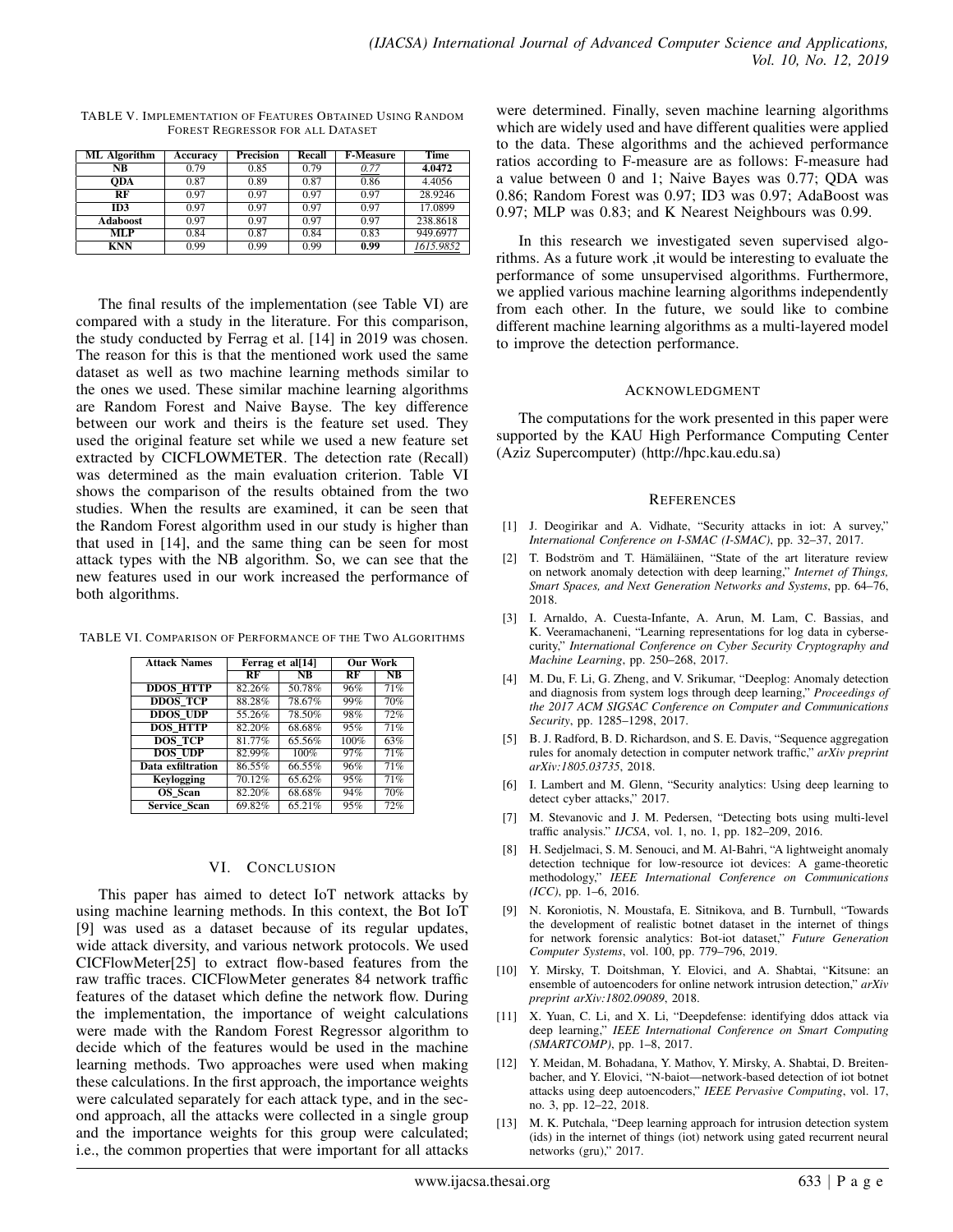TABLE V. IMPLEMENTATION OF FEATURES OBTAINED USING RANDOM FOREST REGRESSOR FOR ALL DATASET

| ML Algorithm | Accuracy | Precision | Recall | F-Measure | Time |
|---|---|---|---|---|---|
| **NB** | 0.79 | 0.85 | 0.79 | *0.77* | **4.0472** |
| **QDA** | 0.87 | 0.89 | 0.87 | 0.86 | 4.4056 |
| **RF** | 0.97 | 0.97 | 0.97 | 0.97 | 28.9246 |
| **ID3** | 0.97 | 0.97 | 0.97 | 0.97 | 17.0899 |
| **Adaboost** | 0.97 | 0.97 | 0.97 | 0.97 | 238.8618 |
| **MLP** | 0.84 | 0.87 | 0.84 | 0.83 | 949.6977 |
| **KNN** | 0.99 | 0.99 | 0.99 | **0.99** | *1615.9852* |

The final results of the implementation (see Table VI) are compared with a study in the literature. For this comparison, the study conducted by Ferrag et al. [14] in 2019 was chosen. The reason for this is that the mentioned work used the same dataset as well as two machine learning methods similar to the ones we used. These similar machine learning algorithms are Random Forest and Naive Bayse. The key difference between our work and theirs is the feature set used. They used the original feature set while we used a new feature set extracted by CICFLOWMETER. The detection rate (Recall) was determined as the main evaluation criterion. Table VI shows the comparison of the results obtained from the two studies. When the results are examined, it can be seen that the Random Forest algorithm used in our study is higher than that used in [14], and the same thing can be seen for most attack types with the NB algorithm. So, we can see that the new features used in our work increased the performance of both algorithms.

TABLE VI. COMPARISON OF PERFORMANCE OF THE TWO ALGORITHMS

| Attack Names | Ferrag et al[14] | | Our Work | |
|---|---|---|---|---|
| | **RF** | **NB** | **RF** | **NB** |
| **DDOS_HTTP** | 82.26% | 50.78% | 96% | 71% |
| **DDOS_TCP** | 88.28% | 78.67% | 99% | 70% |
| **DDOS_UDP** | 55.26% | 78.50% | 98% | 72% |
| **DOS_HTTP** | 82.20% | 68.68% | 95% | 71% |
| **DOS_TCP** | 81.77% | 65.56% | 100% | 63% |
| **DOS_UDP** | 82.99% | 100% | 97% | 71% |
| **Data exfiltration** | 86.55% | 66.55% | 96% | 71% |
| **Keylogging** | 70.12% | 65.62% | 95% | 71% |
| **OS_Scan** | 82.20% | 68.68% | 94% | 70% |
| **Service_Scan** | 69.82% | 65.21% | 95% | 72% |

## VI. CONCLUSION

This paper has aimed to detect IoT network attacks by using machine learning methods. In this context, the Bot IoT [9] was used as a dataset because of its regular updates, wide attack diversity, and various network protocols. We used CICFlowMeter[25] to extract flow-based features from the raw traffic traces. CICFlowMeter generates 84 network traffic features of the dataset which define the network flow. During the implementation, the importance of weight calculations were made with the Random Forest Regressor algorithm to decide which of the features would be used in the machine learning methods. Two approaches were used when making these calculations. In the first approach, the importance weights were calculated separately for each attack type, and in the second approach, all the attacks were collected in a single group and the importance weights for this group were calculated; i.e., the common properties that were important for all attacks were determined. Finally, seven machine learning algorithms which are widely used and have different qualities were applied to the data. These algorithms and the achieved performance ratios according to F-measure are as follows: F-measure had a value between 0 and 1; Naive Bayes was 0.77; QDA was 0.86; Random Forest was 0.97; ID3 was 0.97; AdaBoost was 0.97; MLP was 0.83; and K Nearest Neighbours was 0.99.

In this research we investigated seven supervised algorithms. As a future work ,it would be interesting to evaluate the performance of some unsupervised algorithms. Furthermore, we applied various machine learning algorithms independently from each other. In the future, we sould like to combine different machine learning algorithms as a multi-layered model to improve the detection performance.

## ACKNOWLEDGMENT

The computations for the work presented in this paper were supported by the KAU High Performance Computing Center (Aziz Supercomputer) (http://hpc.kau.edu.sa)

## REFERENCES

[1] J. Deogirikar and A. Vidhate, "Security attacks in iot: A survey," *International Conference on I-SMAC (I-SMAC)*, pp. 32–37, 2017.

[2] T. Bodström and T. Hämäläinen, "State of the art literature review on network anomaly detection with deep learning," *Internet of Things, Smart Spaces, and Next Generation Networks and Systems*, pp. 64–76, 2018.

[3] I. Arnaldo, A. Cuesta-Infante, A. Arun, M. Lam, C. Bassias, and K. Veeramachaneni, "Learning representations for log data in cybersecurity," *International Conference on Cyber Security Cryptography and Machine Learning*, pp. 250–268, 2017.

[4] M. Du, F. Li, G. Zheng, and V. Srikumar, "Deeplog: Anomaly detection and diagnosis from system logs through deep learning," *Proceedings of the 2017 ACM SIGSAC Conference on Computer and Communications Security*, pp. 1285–1298, 2017.

[5] B. J. Radford, B. D. Richardson, and S. E. Davis, "Sequence aggregation rules for anomaly detection in computer network traffic," *arXiv preprint arXiv:1805.03735*, 2018.

[6] I. Lambert and M. Glenn, "Security analytics: Using deep learning to detect cyber attacks," 2017.

[7] M. Stevanovic and J. M. Pedersen, "Detecting bots using multi-level traffic analysis." *IJCSA*, vol. 1, no. 1, pp. 182–209, 2016.

[8] H. Sedjelmaci, S. M. Senouci, and M. Al-Bahri, "A lightweight anomaly detection technique for low-resource iot devices: A game-theoretic methodology," *IEEE International Conference on Communications (ICC)*, pp. 1–6, 2016.

[9] N. Koroniotis, N. Moustafa, E. Sitnikova, and B. Turnbull, "Towards the development of realistic botnet dataset in the internet of things for network forensic analytics: Bot-iot dataset," *Future Generation Computer Systems*, vol. 100, pp. 779–796, 2019.

[10] Y. Mirsky, T. Doitshman, Y. Elovici, and A. Shabtai, "Kitsune: an ensemble of autoencoders for online network intrusion detection," *arXiv preprint arXiv:1802.09089*, 2018.

[11] X. Yuan, C. Li, and X. Li, "Deepdefense: identifying ddos attack via deep learning," *IEEE International Conference on Smart Computing (SMARTCOMP)*, pp. 1–8, 2017.

[12] Y. Meidan, M. Bohadana, Y. Mathov, Y. Mirsky, A. Shabtai, D. Breitenbacher, and Y. Elovici, "N-baiot—network-based detection of iot botnet attacks using deep autoencoders," *IEEE Pervasive Computing*, vol. 17, no. 3, pp. 12–22, 2018.

[13] M. K. Putchala, "Deep learning approach for intrusion detection system (ids) in the internet of things (iot) network using gated recurrent neural networks (gru)," 2017.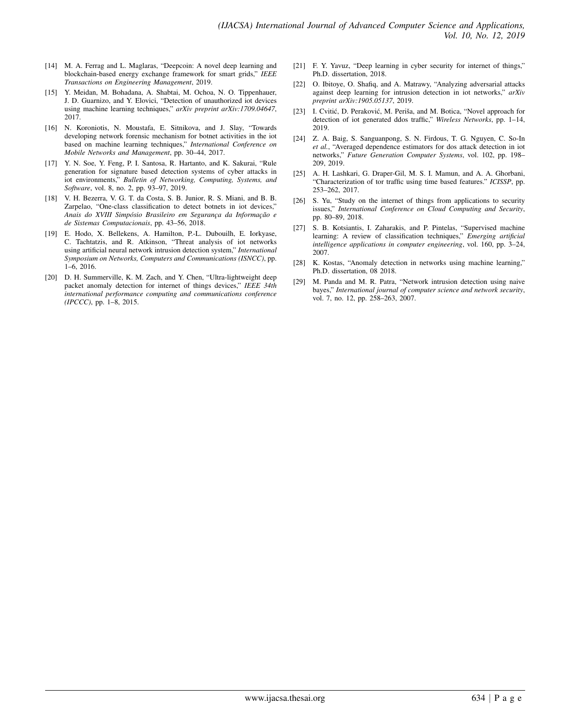[14] M. A. Ferrag and L. Maglaras, "Deepcoin: A novel deep learning and blockchain-based energy exchange framework for smart grids," *IEEE Transactions on Engineering Management*, 2019.

[15] Y. Meidan, M. Bohadana, A. Shabtai, M. Ochoa, N. O. Tippenhauer, J. D. Guarnizo, and Y. Elovici, "Detection of unauthorized iot devices using machine learning techniques," *arXiv preprint arXiv:1709.04647*, 2017.

[16] N. Koroniotis, N. Moustafa, E. Sitnikova, and J. Slay, "Towards developing network forensic mechanism for botnet activities in the iot based on machine learning techniques," *International Conference on Mobile Networks and Management*, pp. 30–44, 2017.

[17] Y. N. Soe, Y. Feng, P. I. Santosa, R. Hartanto, and K. Sakurai, "Rule generation for signature based detection systems of cyber attacks in iot environments," *Bulletin of Networking, Computing, Systems, and Software*, vol. 8, no. 2, pp. 93–97, 2019.

[18] V. H. Bezerra, V. G. T. da Costa, S. B. Junior, R. S. Miani, and B. B. Zarpelao, "One-class classification to detect botnets in iot devices," *Anais do XVIII Simpósio Brasileiro em Segurança da Informação e de Sistemas Computacionais*, pp. 43–56, 2018.

[19] E. Hodo, X. Bellekens, A. Hamilton, P.-L. Dubouilh, E. Iorkyase, C. Tachtatzis, and R. Atkinson, "Threat analysis of iot networks using artificial neural network intrusion detection system," *International Symposium on Networks, Computers and Communications (ISNCC)*, pp. 1–6, 2016.

[20] D. H. Summerville, K. M. Zach, and Y. Chen, "Ultra-lightweight deep packet anomaly detection for internet of things devices," *IEEE 34th international performance computing and communications conference (IPCCC)*, pp. 1–8, 2015.

[21] F. Y. Yavuz, "Deep learning in cyber security for internet of things," Ph.D. dissertation, 2018.

[22] O. Ibitoye, O. Shafiq, and A. Matrawy, "Analyzing adversarial attacks against deep learning for intrusion detection in iot networks," *arXiv preprint arXiv:1905.05137*, 2019.

[23] I. Cvitić, D. Peraković, M. Periša, and M. Botica, "Novel approach for detection of iot generated ddos traffic," *Wireless Networks*, pp. 1–14, 2019.

[24] Z. A. Baig, S. Sanguanpong, S. N. Firdous, T. G. Nguyen, C. So-In *et al.*, "Averaged dependence estimators for dos attack detection in iot networks," *Future Generation Computer Systems*, vol. 102, pp. 198–209, 2019.

[25] A. H. Lashkari, G. Draper-Gil, M. S. I. Mamun, and A. A. Ghorbani, "Characterization of tor traffic using time based features." *ICISSP*, pp. 253–262, 2017.

[26] S. Yu, "Study on the internet of things from applications to security issues," *International Conference on Cloud Computing and Security*, pp. 80–89, 2018.

[27] S. B. Kotsiantis, I. Zaharakis, and P. Pintelas, "Supervised machine learning: A review of classification techniques," *Emerging artificial intelligence applications in computer engineering*, vol. 160, pp. 3–24, 2007.

[28] K. Kostas, "Anomaly detection in networks using machine learning," Ph.D. dissertation, 08 2018.

[29] M. Panda and M. R. Patra, "Network intrusion detection using naive bayes," *International journal of computer science and network security*, vol. 7, no. 12, pp. 258–263, 2007.